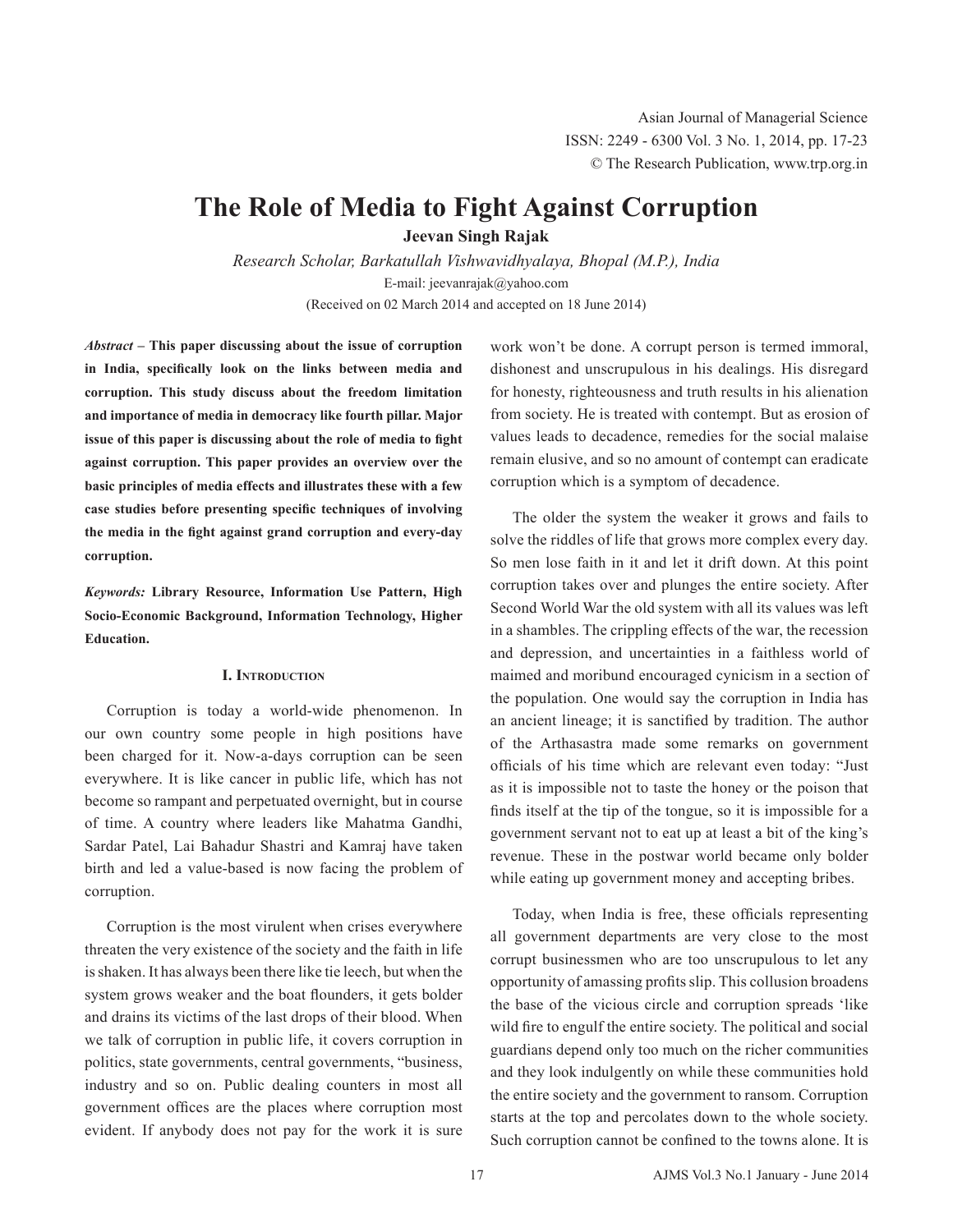# The Role of Media to Fight Against Corruption

**Jeevan Singh Rajak**

*Research Scholar, Barkatullah Vishwavidhyalaya, Bhopal (M.P.), India*

E-mail: jeevanrajak@yahoo.com

(Received on 02 March 2014 and accepted on 18 June 2014)

***Abstract* – This paper discussing about the issue of corruption in India, specifically look on the links between media and corruption. This study discuss about the freedom limitation and importance of media in democracy like fourth pillar. Major issue of this paper is discussing about the role of media to fight against corruption. This paper provides an overview over the basic principles of media effects and illustrates these with a few case studies before presenting specific techniques of involving the media in the fight against grand corruption and every-day corruption.**

***Keywords:* Library Resource, Information Use Pattern, High Socio-Economic Background, Information Technology, Higher Education.**

## I. Introduction

Corruption is today a world-wide phenomenon. In our own country some people in high positions have been charged for it. Now-a-days corruption can be seen everywhere. It is like cancer in public life, which has not become so rampant and perpetuated overnight, but in course of time. A country where leaders like Mahatma Gandhi, Sardar Patel, Lai Bahadur Shastri and Kamraj have taken birth and led a value-based is now facing the problem of corruption.

Corruption is the most virulent when crises everywhere threaten the very existence of the society and the faith in life is shaken. It has always been there like tie leech, but when the system grows weaker and the boat flounders, it gets bolder and drains its victims of the last drops of their blood. When we talk of corruption in public life, it covers corruption in politics, state governments, central governments, "business, industry and so on. Public dealing counters in most all government offices are the places where corruption most evident. If anybody does not pay for the work it is sure work won't be done. A corrupt person is termed immoral, dishonest and unscrupulous in his dealings. His disregard for honesty, righteousness and truth results in his alienation from society. He is treated with contempt. But as erosion of values leads to decadence, remedies for the social malaise remain elusive, and so no amount of contempt can eradicate corruption which is a symptom of decadence.

The older the system the weaker it grows and fails to solve the riddles of life that grows more complex every day. So men lose faith in it and let it drift down. At this point corruption takes over and plunges the entire society. After Second World War the old system with all its values was left in a shambles. The crippling effects of the war, the recession and depression, and uncertainties in a faithless world of maimed and moribund encouraged cynicism in a section of the population. One would say the corruption in India has an ancient lineage; it is sanctified by tradition. The author of the Arthasastra made some remarks on government officials of his time which are relevant even today: "Just as it is impossible not to taste the honey or the poison that finds itself at the tip of the tongue, so it is impossible for a government servant not to eat up at least a bit of the king's revenue. These in the postwar world became only bolder while eating up government money and accepting bribes.

Today, when India is free, these officials representing all government departments are very close to the most corrupt businessmen who are too unscrupulous to let any opportunity of amassing profits slip. This collusion broadens the base of the vicious circle and corruption spreads 'like wild fire to engulf the entire society. The political and social guardians depend only too much on the richer communities and they look indulgently on while these communities hold the entire society and the government to ransom. Corruption starts at the top and percolates down to the whole society. Such corruption cannot be confined to the towns alone. It is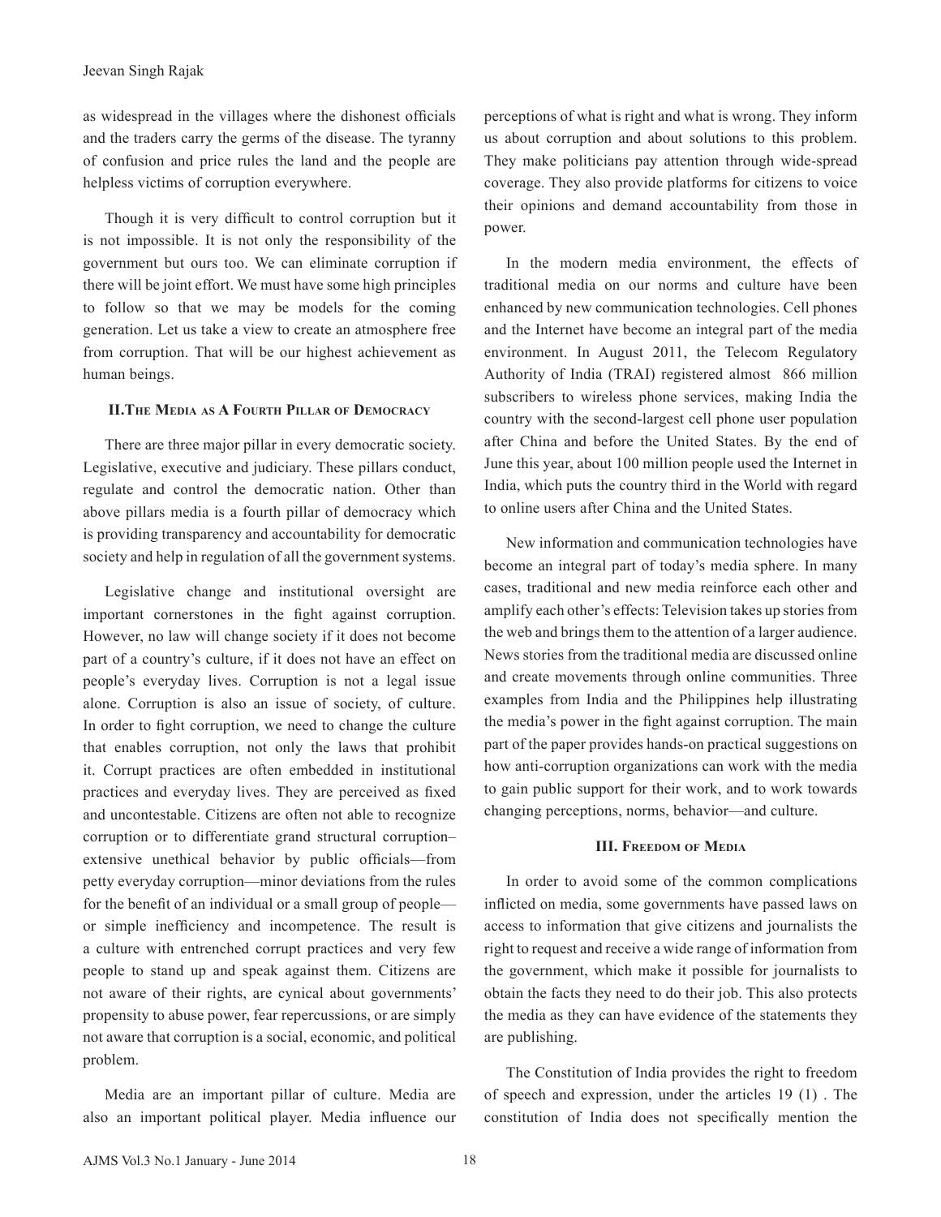as widespread in the villages where the dishonest officials and the traders carry the germs of the disease. The tyranny of confusion and price rules the land and the people are helpless victims of corruption everywhere.

Though it is very difficult to control corruption but it is not impossible. It is not only the responsibility of the government but ours too. We can eliminate corruption if there will be joint effort. We must have some high principles to follow so that we may be models for the coming generation. Let us take a view to create an atmosphere free from corruption. That will be our highest achievement as human beings.

## II.The Media as A Fourth Pillar of Democracy

There are three major pillar in every democratic society. Legislative, executive and judiciary. These pillars conduct, regulate and control the democratic nation. Other than above pillars media is a fourth pillar of democracy which is providing transparency and accountability for democratic society and help in regulation of all the government systems.

Legislative change and institutional oversight are important cornerstones in the fight against corruption. However, no law will change society if it does not become part of a country's culture, if it does not have an effect on people's everyday lives. Corruption is not a legal issue alone. Corruption is also an issue of society, of culture. In order to fight corruption, we need to change the culture that enables corruption, not only the laws that prohibit it. Corrupt practices are often embedded in institutional practices and everyday lives. They are perceived as fixed and uncontestable. Citizens are often not able to recognize corruption or to differentiate grand structural corruption–extensive unethical behavior by public officials—from petty everyday corruption—minor deviations from the rules for the benefit of an individual or a small group of people—or simple inefficiency and incompetence. The result is a culture with entrenched corrupt practices and very few people to stand up and speak against them. Citizens are not aware of their rights, are cynical about governments' propensity to abuse power, fear repercussions, or are simply not aware that corruption is a social, economic, and political problem.

Media are an important pillar of culture. Media are also an important political player. Media influence our perceptions of what is right and what is wrong. They inform us about corruption and about solutions to this problem. They make politicians pay attention through wide-spread coverage. They also provide platforms for citizens to voice their opinions and demand accountability from those in power.

In the modern media environment, the effects of traditional media on our norms and culture have been enhanced by new communication technologies. Cell phones and the Internet have become an integral part of the media environment. In August 2011, the Telecom Regulatory Authority of India (TRAI) registered almost 866 million subscribers to wireless phone services, making India the country with the second-largest cell phone user population after China and before the United States. By the end of June this year, about 100 million people used the Internet in India, which puts the country third in the World with regard to online users after China and the United States.

New information and communication technologies have become an integral part of today's media sphere. In many cases, traditional and new media reinforce each other and amplify each other's effects: Television takes up stories from the web and brings them to the attention of a larger audience. News stories from the traditional media are discussed online and create movements through online communities. Three examples from India and the Philippines help illustrating the media's power in the fight against corruption. The main part of the paper provides hands-on practical suggestions on how anti-corruption organizations can work with the media to gain public support for their work, and to work towards changing perceptions, norms, behavior—and culture.

## III. Freedom of Media

In order to avoid some of the common complications inflicted on media, some governments have passed laws on access to information that give citizens and journalists the right to request and receive a wide range of information from the government, which make it possible for journalists to obtain the facts they need to do their job. This also protects the media as they can have evidence of the statements they are publishing.

The Constitution of India provides the right to freedom of speech and expression, under the articles 19 (1) . The constitution of India does not specifically mention the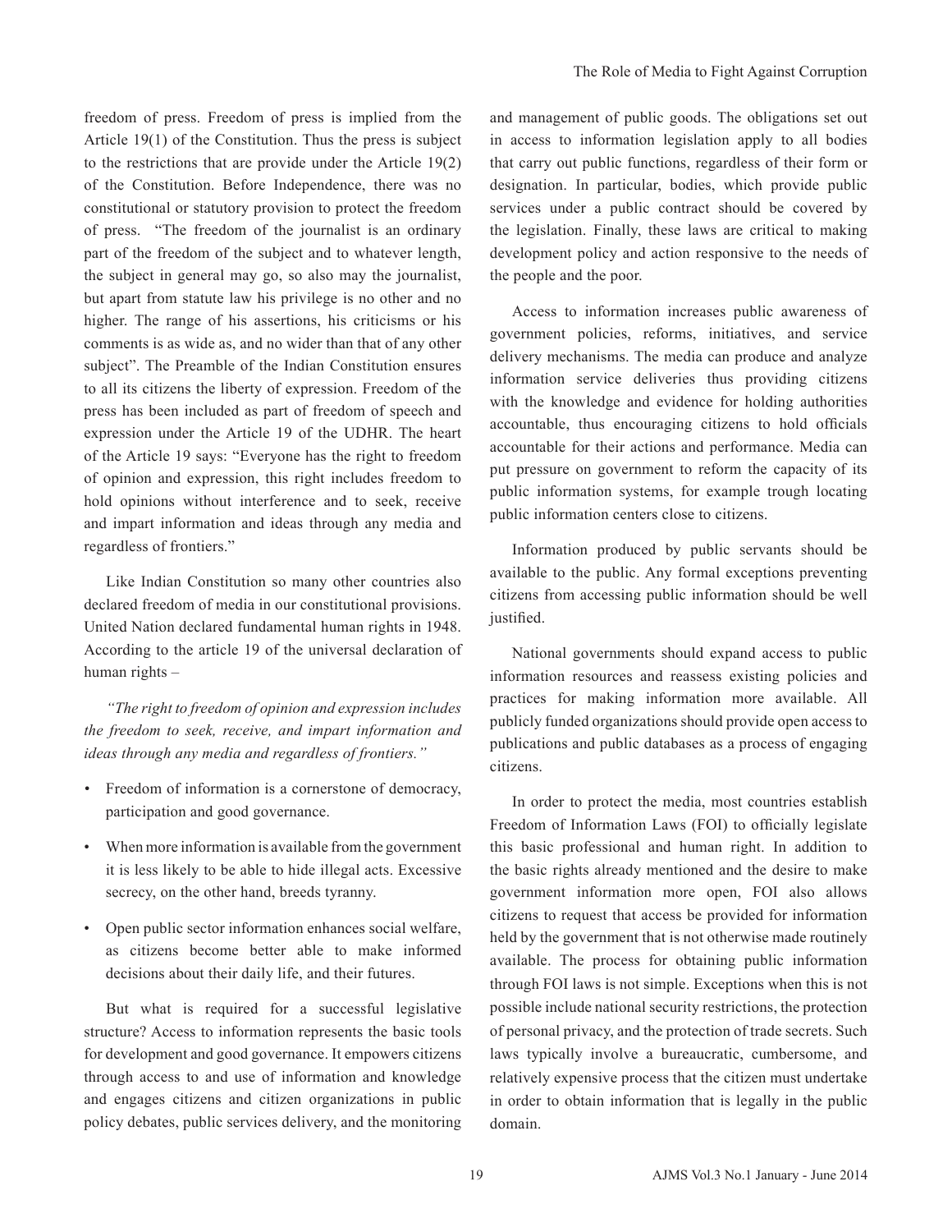freedom of press. Freedom of press is implied from the Article 19(1) of the Constitution. Thus the press is subject to the restrictions that are provide under the Article 19(2) of the Constitution. Before Independence, there was no constitutional or statutory provision to protect the freedom of press. "The freedom of the journalist is an ordinary part of the freedom of the subject and to whatever length, the subject in general may go, so also may the journalist, but apart from statute law his privilege is no other and no higher. The range of his assertions, his criticisms or his comments is as wide as, and no wider than that of any other subject". The Preamble of the Indian Constitution ensures to all its citizens the liberty of expression. Freedom of the press has been included as part of freedom of speech and expression under the Article 19 of the UDHR. The heart of the Article 19 says: "Everyone has the right to freedom of opinion and expression, this right includes freedom to hold opinions without interference and to seek, receive and impart information and ideas through any media and regardless of frontiers."

Like Indian Constitution so many other countries also declared freedom of media in our constitutional provisions. United Nation declared fundamental human rights in 1948. According to the article 19 of the universal declaration of human rights –

*"The right to freedom of opinion and expression includes the freedom to seek, receive, and impart information and ideas through any media and regardless of frontiers."*

- Freedom of information is a cornerstone of democracy, participation and good governance.
- When more information is available from the government it is less likely to be able to hide illegal acts. Excessive secrecy, on the other hand, breeds tyranny.
- Open public sector information enhances social welfare, as citizens become better able to make informed decisions about their daily life, and their futures.

But what is required for a successful legislative structure? Access to information represents the basic tools for development and good governance. It empowers citizens through access to and use of information and knowledge and engages citizens and citizen organizations in public policy debates, public services delivery, and the monitoring and management of public goods. The obligations set out in access to information legislation apply to all bodies that carry out public functions, regardless of their form or designation. In particular, bodies, which provide public services under a public contract should be covered by the legislation. Finally, these laws are critical to making development policy and action responsive to the needs of the people and the poor.

Access to information increases public awareness of government policies, reforms, initiatives, and service delivery mechanisms. The media can produce and analyze information service deliveries thus providing citizens with the knowledge and evidence for holding authorities accountable, thus encouraging citizens to hold officials accountable for their actions and performance. Media can put pressure on government to reform the capacity of its public information systems, for example trough locating public information centers close to citizens.

Information produced by public servants should be available to the public. Any formal exceptions preventing citizens from accessing public information should be well justified.

National governments should expand access to public information resources and reassess existing policies and practices for making information more available. All publicly funded organizations should provide open access to publications and public databases as a process of engaging citizens.

In order to protect the media, most countries establish Freedom of Information Laws (FOI) to officially legislate this basic professional and human right. In addition to the basic rights already mentioned and the desire to make government information more open, FOI also allows citizens to request that access be provided for information held by the government that is not otherwise made routinely available. The process for obtaining public information through FOI laws is not simple. Exceptions when this is not possible include national security restrictions, the protection of personal privacy, and the protection of trade secrets. Such laws typically involve a bureaucratic, cumbersome, and relatively expensive process that the citizen must undertake in order to obtain information that is legally in the public domain.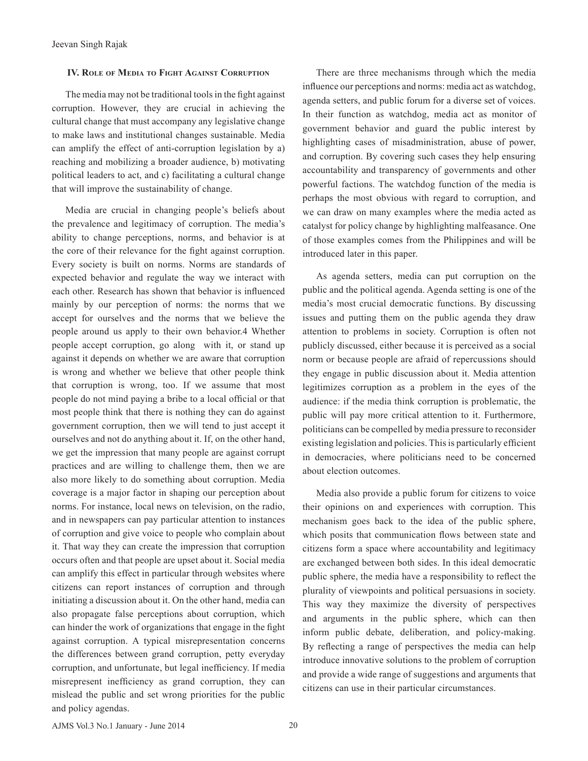## IV. Role of Media to Fight Against Corruption

The media may not be traditional tools in the fight against corruption. However, they are crucial in achieving the cultural change that must accompany any legislative change to make laws and institutional changes sustainable. Media can amplify the effect of anti-corruption legislation by a) reaching and mobilizing a broader audience, b) motivating political leaders to act, and c) facilitating a cultural change that will improve the sustainability of change.

Media are crucial in changing people's beliefs about the prevalence and legitimacy of corruption. The media's ability to change perceptions, norms, and behavior is at the core of their relevance for the fight against corruption. Every society is built on norms. Norms are standards of expected behavior and regulate the way we interact with each other. Research has shown that behavior is influenced mainly by our perception of norms: the norms that we accept for ourselves and the norms that we believe the people around us apply to their own behavior.4 Whether people accept corruption, go along with it, or stand up against it depends on whether we are aware that corruption is wrong and whether we believe that other people think that corruption is wrong, too. If we assume that most people do not mind paying a bribe to a local official or that most people think that there is nothing they can do against government corruption, then we will tend to just accept it ourselves and not do anything about it. If, on the other hand, we get the impression that many people are against corrupt practices and are willing to challenge them, then we are also more likely to do something about corruption. Media coverage is a major factor in shaping our perception about norms. For instance, local news on television, on the radio, and in newspapers can pay particular attention to instances of corruption and give voice to people who complain about it. That way they can create the impression that corruption occurs often and that people are upset about it. Social media can amplify this effect in particular through websites where citizens can report instances of corruption and through initiating a discussion about it. On the other hand, media can also propagate false perceptions about corruption, which can hinder the work of organizations that engage in the fight against corruption. A typical misrepresentation concerns the differences between grand corruption, petty everyday corruption, and unfortunate, but legal inefficiency. If media misrepresent inefficiency as grand corruption, they can mislead the public and set wrong priorities for the public and policy agendas.

There are three mechanisms through which the media influence our perceptions and norms: media act as watchdog, agenda setters, and public forum for a diverse set of voices. In their function as watchdog, media act as monitor of government behavior and guard the public interest by highlighting cases of misadministration, abuse of power, and corruption. By covering such cases they help ensuring accountability and transparency of governments and other powerful factions. The watchdog function of the media is perhaps the most obvious with regard to corruption, and we can draw on many examples where the media acted as catalyst for policy change by highlighting malfeasance. One of those examples comes from the Philippines and will be introduced later in this paper.

As agenda setters, media can put corruption on the public and the political agenda. Agenda setting is one of the media's most crucial democratic functions. By discussing issues and putting them on the public agenda they draw attention to problems in society. Corruption is often not publicly discussed, either because it is perceived as a social norm or because people are afraid of repercussions should they engage in public discussion about it. Media attention legitimizes corruption as a problem in the eyes of the audience: if the media think corruption is problematic, the public will pay more critical attention to it. Furthermore, politicians can be compelled by media pressure to reconsider existing legislation and policies. This is particularly efficient in democracies, where politicians need to be concerned about election outcomes.

Media also provide a public forum for citizens to voice their opinions on and experiences with corruption. This mechanism goes back to the idea of the public sphere, which posits that communication flows between state and citizens form a space where accountability and legitimacy are exchanged between both sides. In this ideal democratic public sphere, the media have a responsibility to reflect the plurality of viewpoints and political persuasions in society. This way they maximize the diversity of perspectives and arguments in the public sphere, which can then inform public debate, deliberation, and policy-making. By reflecting a range of perspectives the media can help introduce innovative solutions to the problem of corruption and provide a wide range of suggestions and arguments that citizens can use in their particular circumstances.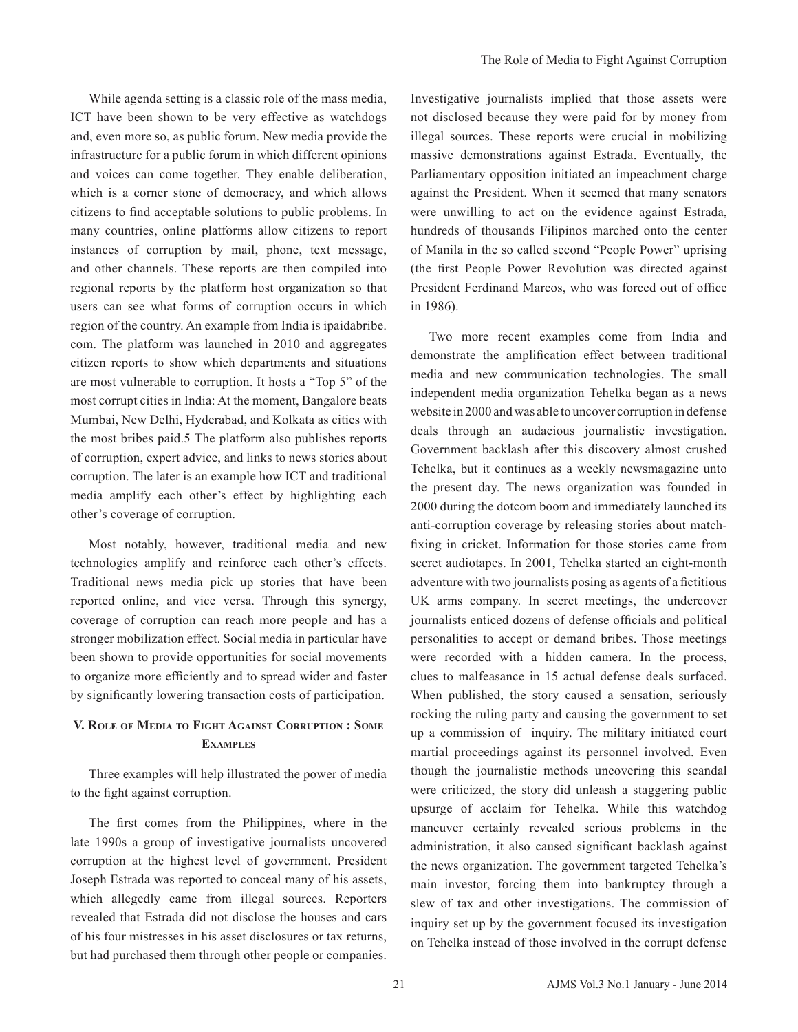While agenda setting is a classic role of the mass media, ICT have been shown to be very effective as watchdogs and, even more so, as public forum. New media provide the infrastructure for a public forum in which different opinions and voices can come together. They enable deliberation, which is a corner stone of democracy, and which allows citizens to find acceptable solutions to public problems. In many countries, online platforms allow citizens to report instances of corruption by mail, phone, text message, and other channels. These reports are then compiled into regional reports by the platform host organization so that users can see what forms of corruption occurs in which region of the country. An example from India is ipaidabribe.com. The platform was launched in 2010 and aggregates citizen reports to show which departments and situations are most vulnerable to corruption. It hosts a "Top 5" of the most corrupt cities in India: At the moment, Bangalore beats Mumbai, New Delhi, Hyderabad, and Kolkata as cities with the most bribes paid.5 The platform also publishes reports of corruption, expert advice, and links to news stories about corruption. The later is an example how ICT and traditional media amplify each other's effect by highlighting each other's coverage of corruption.

Most notably, however, traditional media and new technologies amplify and reinforce each other's effects. Traditional news media pick up stories that have been reported online, and vice versa. Through this synergy, coverage of corruption can reach more people and has a stronger mobilization effect. Social media in particular have been shown to provide opportunities for social movements to organize more efficiently and to spread wider and faster by significantly lowering transaction costs of participation.

## V. Role of Media to Fight Against Corruption : Some Examples

Three examples will help illustrated the power of media to the fight against corruption.

The first comes from the Philippines, where in the late 1990s a group of investigative journalists uncovered corruption at the highest level of government. President Joseph Estrada was reported to conceal many of his assets, which allegedly came from illegal sources. Reporters revealed that Estrada did not disclose the houses and cars of his four mistresses in his asset disclosures or tax returns, but had purchased them through other people or companies. Investigative journalists implied that those assets were not disclosed because they were paid for by money from illegal sources. These reports were crucial in mobilizing massive demonstrations against Estrada. Eventually, the Parliamentary opposition initiated an impeachment charge against the President. When it seemed that many senators were unwilling to act on the evidence against Estrada, hundreds of thousands Filipinos marched onto the center of Manila in the so called second "People Power" uprising (the first People Power Revolution was directed against President Ferdinand Marcos, who was forced out of office in 1986).

Two more recent examples come from India and demonstrate the amplification effect between traditional media and new communication technologies. The small independent media organization Tehelka began as a news website in 2000 and was able to uncover corruption in defense deals through an audacious journalistic investigation. Government backlash after this discovery almost crushed Tehelka, but it continues as a weekly newsmagazine unto the present day. The news organization was founded in 2000 during the dotcom boom and immediately launched its anti-corruption coverage by releasing stories about match-fixing in cricket. Information for those stories came from secret audiotapes. In 2001, Tehelka started an eight-month adventure with two journalists posing as agents of a fictitious UK arms company. In secret meetings, the undercover journalists enticed dozens of defense officials and political personalities to accept or demand bribes. Those meetings were recorded with a hidden camera. In the process, clues to malfeasance in 15 actual defense deals surfaced. When published, the story caused a sensation, seriously rocking the ruling party and causing the government to set up a commission of inquiry. The military initiated court martial proceedings against its personnel involved. Even though the journalistic methods uncovering this scandal were criticized, the story did unleash a staggering public upsurge of acclaim for Tehelka. While this watchdog maneuver certainly revealed serious problems in the administration, it also caused significant backlash against the news organization. The government targeted Tehelka's main investor, forcing them into bankruptcy through a slew of tax and other investigations. The commission of inquiry set up by the government focused its investigation on Tehelka instead of those involved in the corrupt defense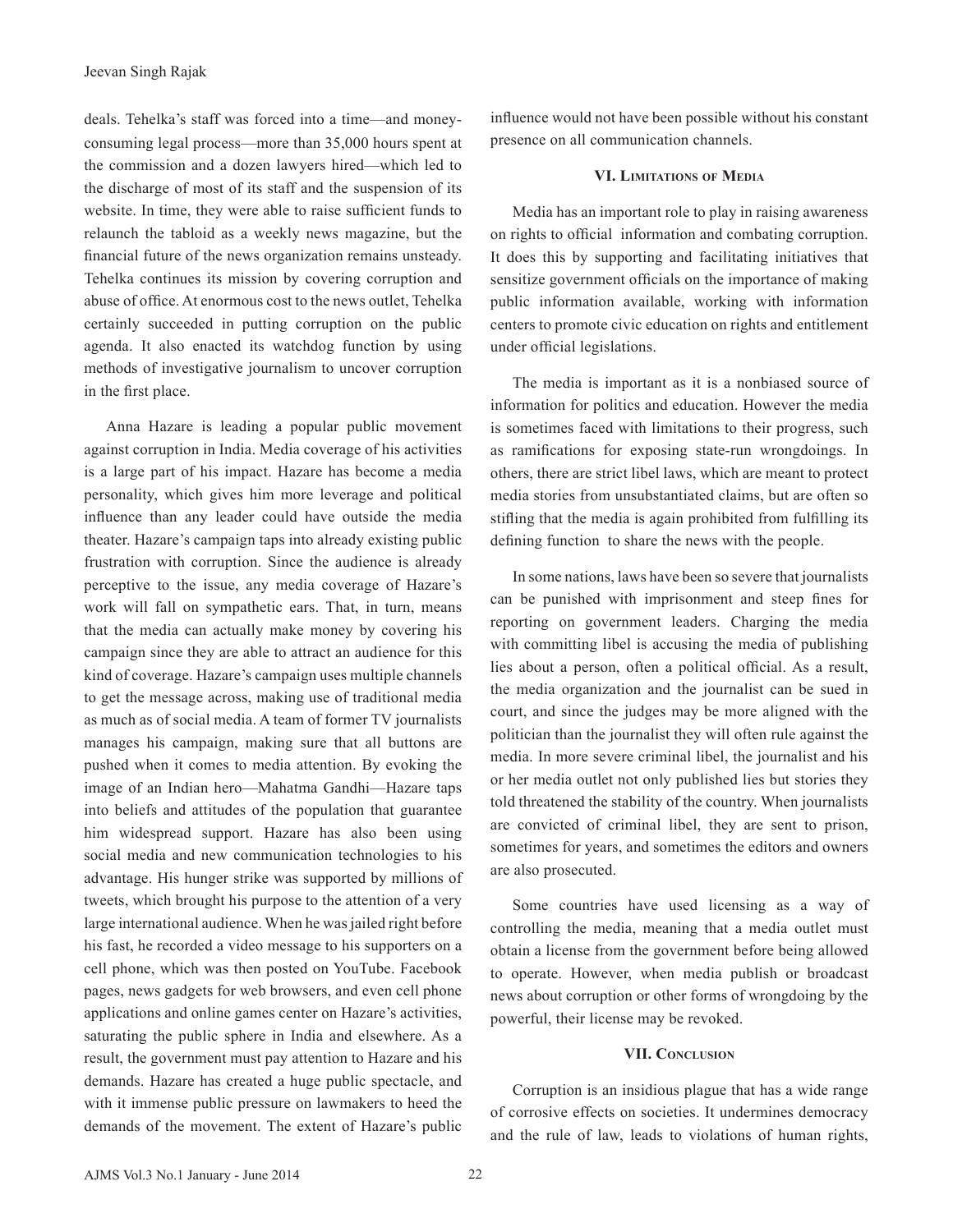deals. Tehelka's staff was forced into a time—and money-consuming legal process—more than 35,000 hours spent at the commission and a dozen lawyers hired—which led to the discharge of most of its staff and the suspension of its website. In time, they were able to raise sufficient funds to relaunch the tabloid as a weekly news magazine, but the financial future of the news organization remains unsteady. Tehelka continues its mission by covering corruption and abuse of office. At enormous cost to the news outlet, Tehelka certainly succeeded in putting corruption on the public agenda. It also enacted its watchdog function by using methods of investigative journalism to uncover corruption in the first place.

Anna Hazare is leading a popular public movement against corruption in India. Media coverage of his activities is a large part of his impact. Hazare has become a media personality, which gives him more leverage and political influence than any leader could have outside the media theater. Hazare's campaign taps into already existing public frustration with corruption. Since the audience is already perceptive to the issue, any media coverage of Hazare's work will fall on sympathetic ears. That, in turn, means that the media can actually make money by covering his campaign since they are able to attract an audience for this kind of coverage. Hazare's campaign uses multiple channels to get the message across, making use of traditional media as much as of social media. A team of former TV journalists manages his campaign, making sure that all buttons are pushed when it comes to media attention. By evoking the image of an Indian hero—Mahatma Gandhi—Hazare taps into beliefs and attitudes of the population that guarantee him widespread support. Hazare has also been using social media and new communication technologies to his advantage. His hunger strike was supported by millions of tweets, which brought his purpose to the attention of a very large international audience. When he was jailed right before his fast, he recorded a video message to his supporters on a cell phone, which was then posted on YouTube. Facebook pages, news gadgets for web browsers, and even cell phone applications and online games center on Hazare's activities, saturating the public sphere in India and elsewhere. As a result, the government must pay attention to Hazare and his demands. Hazare has created a huge public spectacle, and with it immense public pressure on lawmakers to heed the demands of the movement. The extent of Hazare's public influence would not have been possible without his constant presence on all communication channels.

## VI. Limitations of Media

Media has an important role to play in raising awareness on rights to official information and combating corruption. It does this by supporting and facilitating initiatives that sensitize government officials on the importance of making public information available, working with information centers to promote civic education on rights and entitlement under official legislations.

The media is important as it is a nonbiased source of information for politics and education. However the media is sometimes faced with limitations to their progress, such as ramifications for exposing state-run wrongdoings. In others, there are strict libel laws, which are meant to protect media stories from unsubstantiated claims, but are often so stifling that the media is again prohibited from fulfilling its defining function to share the news with the people.

In some nations, laws have been so severe that journalists can be punished with imprisonment and steep fines for reporting on government leaders. Charging the media with committing libel is accusing the media of publishing lies about a person, often a political official. As a result, the media organization and the journalist can be sued in court, and since the judges may be more aligned with the politician than the journalist they will often rule against the media. In more severe criminal libel, the journalist and his or her media outlet not only published lies but stories they told threatened the stability of the country. When journalists are convicted of criminal libel, they are sent to prison, sometimes for years, and sometimes the editors and owners are also prosecuted.

Some countries have used licensing as a way of controlling the media, meaning that a media outlet must obtain a license from the government before being allowed to operate. However, when media publish or broadcast news about corruption or other forms of wrongdoing by the powerful, their license may be revoked.

## VII. Conclusion

Corruption is an insidious plague that has a wide range of corrosive effects on societies. It undermines democracy and the rule of law, leads to violations of human rights,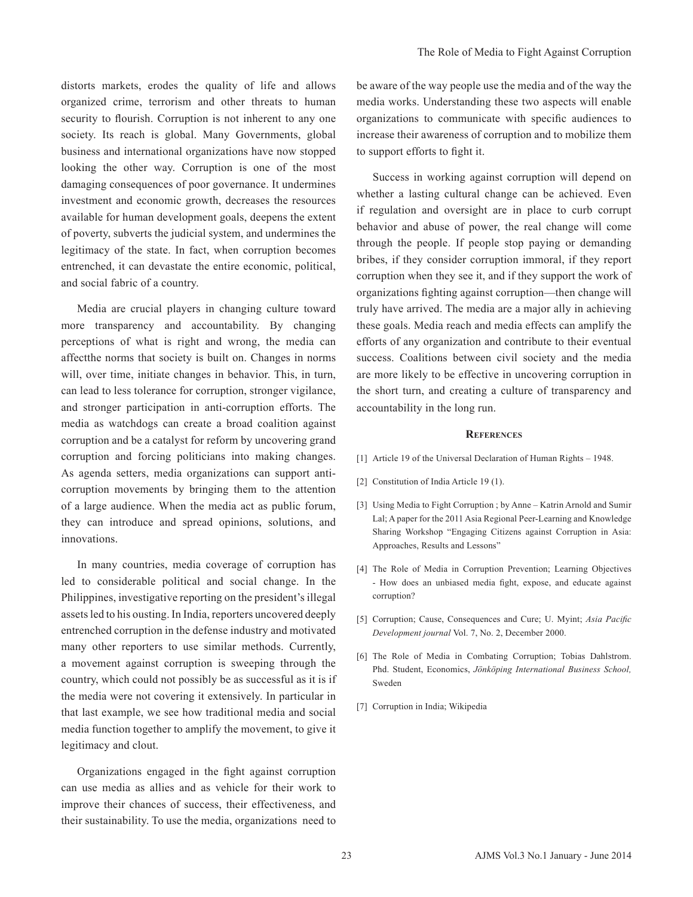distorts markets, erodes the quality of life and allows organized crime, terrorism and other threats to human security to flourish. Corruption is not inherent to any one society. Its reach is global. Many Governments, global business and international organizations have now stopped looking the other way. Corruption is one of the most damaging consequences of poor governance. It undermines investment and economic growth, decreases the resources available for human development goals, deepens the extent of poverty, subverts the judicial system, and undermines the legitimacy of the state. In fact, when corruption becomes entrenched, it can devastate the entire economic, political, and social fabric of a country.

Media are crucial players in changing culture toward more transparency and accountability. By changing perceptions of what is right and wrong, the media can affectthe norms that society is built on. Changes in norms will, over time, initiate changes in behavior. This, in turn, can lead to less tolerance for corruption, stronger vigilance, and stronger participation in anti-corruption efforts. The media as watchdogs can create a broad coalition against corruption and be a catalyst for reform by uncovering grand corruption and forcing politicians into making changes. As agenda setters, media organizations can support anti-corruption movements by bringing them to the attention of a large audience. When the media act as public forum, they can introduce and spread opinions, solutions, and innovations.

In many countries, media coverage of corruption has led to considerable political and social change. In the Philippines, investigative reporting on the president's illegal assets led to his ousting. In India, reporters uncovered deeply entrenched corruption in the defense industry and motivated many other reporters to use similar methods. Currently, a movement against corruption is sweeping through the country, which could not possibly be as successful as it is if the media were not covering it extensively. In particular in that last example, we see how traditional media and social media function together to amplify the movement, to give it legitimacy and clout.

Organizations engaged in the fight against corruption can use media as allies and as vehicle for their work to improve their chances of success, their effectiveness, and their sustainability. To use the media, organizations need to be aware of the way people use the media and of the way the media works. Understanding these two aspects will enable organizations to communicate with specific audiences to increase their awareness of corruption and to mobilize them to support efforts to fight it.

Success in working against corruption will depend on whether a lasting cultural change can be achieved. Even if regulation and oversight are in place to curb corrupt behavior and abuse of power, the real change will come through the people. If people stop paying or demanding bribes, if they consider corruption immoral, if they report corruption when they see it, and if they support the work of organizations fighting against corruption—then change will truly have arrived. The media are a major ally in achieving these goals. Media reach and media effects can amplify the efforts of any organization and contribute to their eventual success. Coalitions between civil society and the media are more likely to be effective in uncovering corruption in the short turn, and creating a culture of transparency and accountability in the long run.

## References

[1] Article 19 of the Universal Declaration of Human Rights – 1948.

[2] Constitution of India Article 19 (1).

[3] Using Media to Fight Corruption ; by Anne – Katrin Arnold and Sumir Lal; A paper for the 2011 Asia Regional Peer-Learning and Knowledge Sharing Workshop "Engaging Citizens against Corruption in Asia: Approaches, Results and Lessons"

[4] The Role of Media in Corruption Prevention; Learning Objectives - How does an unbiased media fight, expose, and educate against corruption?

[5] Corruption; Cause, Consequences and Cure; U. Myint; *Asia Pacific Development journal* Vol. 7, No. 2, December 2000.

[6] The Role of Media in Combating Corruption; Tobias Dahlstrom. Phd. Student, Economics, *Jönköping International Business School,* Sweden

[7] Corruption in India; Wikipedia